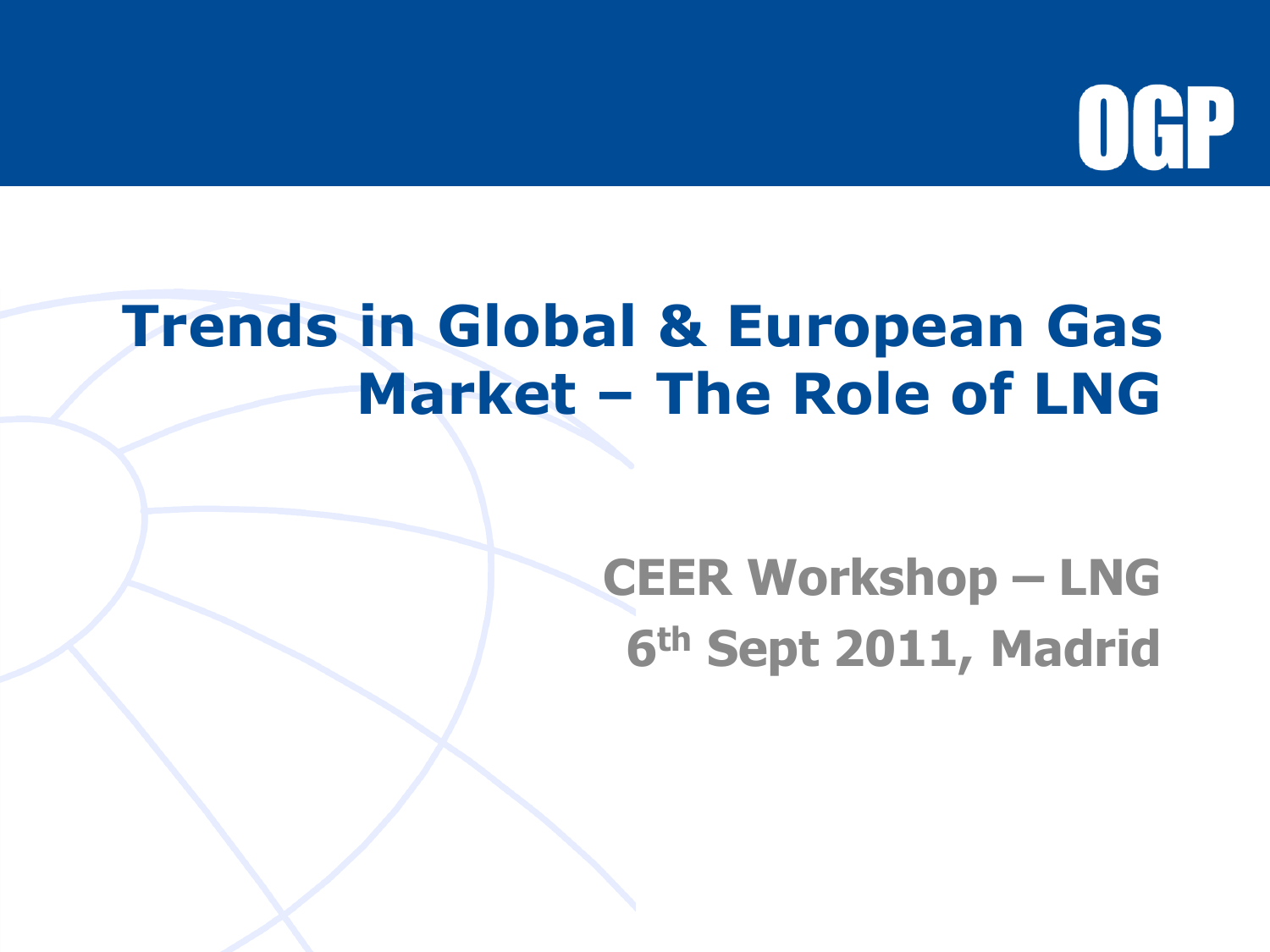OGP

# Trends in Global & European Gas Market – The Role of LNG

## CEER Workshop – LNG
## 6th Sept 2011, Madrid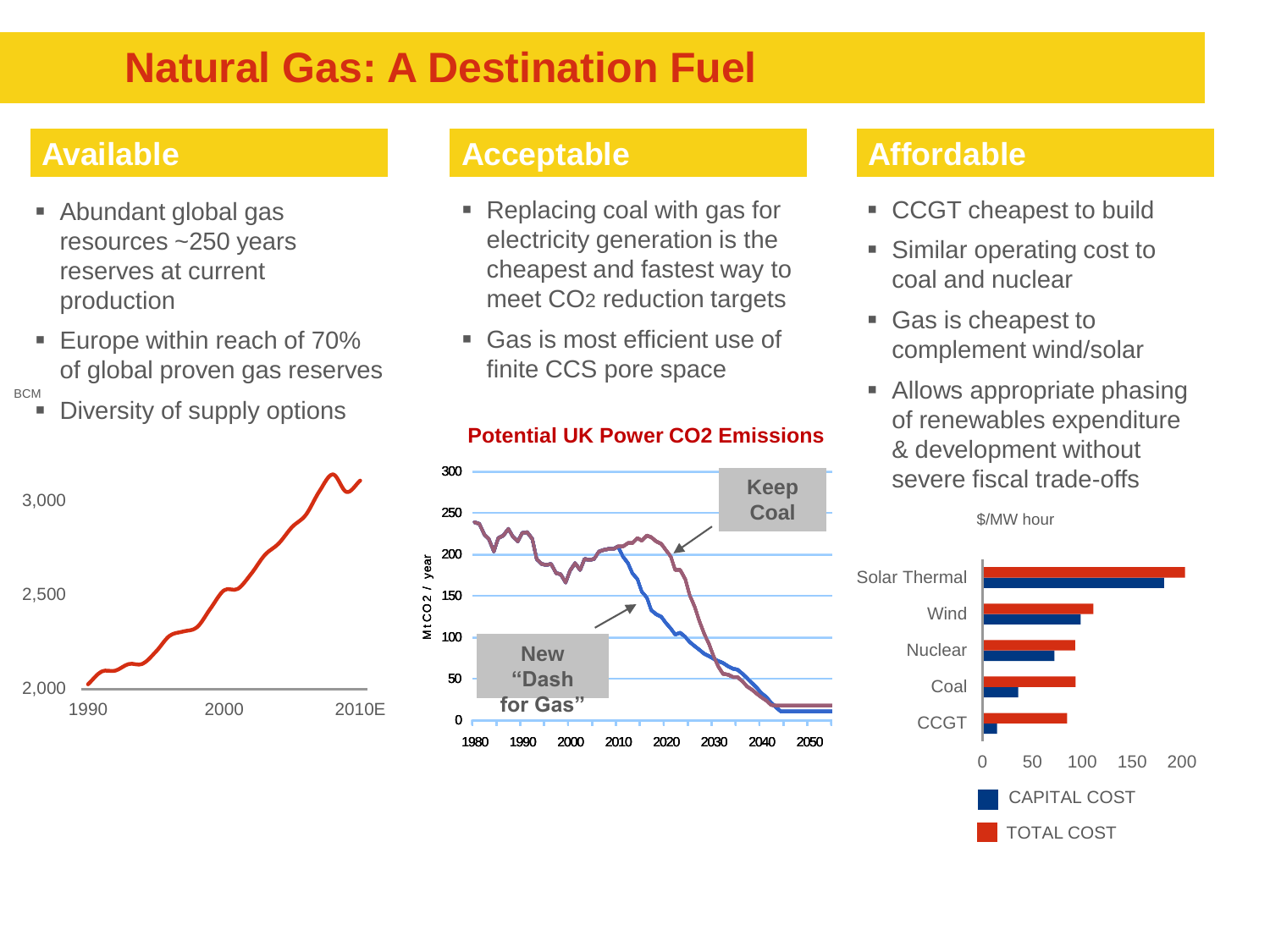# Natural Gas: A Destination Fuel

## Available

- Abundant global gas resources ~250 years reserves at current production
- Europe within reach of 70% of global proven gas reserves
- Diversity of supply options

BCM

3,000

2,500

2,000

1990 2000 2010E

## Acceptable

- Replacing coal with gas for electricity generation is the cheapest and fastest way to meet $CO_2$ reduction targets
- Gas is most efficient use of finite CCS pore space

**Potential UK Power CO2 Emissions**

MtCO2 / year

300, 250, 200, 150, 100, 50, 0

1980 1990 2000 2010 2020 2030 2040 2050

Keep Coal

New "Dash for Gas"

## Affordable

- CCGT cheapest to build
- Similar operating cost to coal and nuclear
- Gas is cheapest to complement wind/solar
- Allows appropriate phasing of renewables expenditure & development without severe fiscal trade-offs

$/MW hour

Solar Thermal, Wind, Nuclear, Coal, CCGT

0 50 100 150 200

CAPITAL COST

TOTAL COST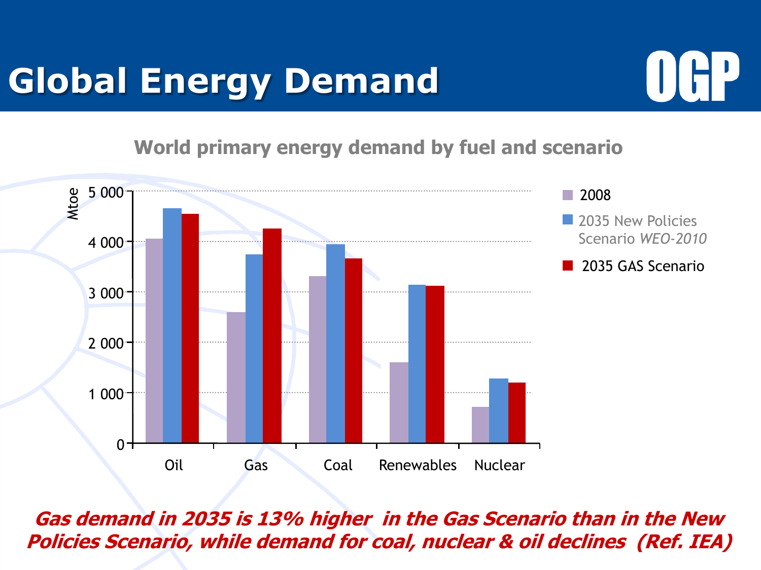# Global Energy Demand

OGP

## World primary energy demand by fuel and scenario

Mtoe

5 000
4 000
3 000
2 000
1 000
0

Oil | Gas | Coal | Renewables | Nuclear

- 2008
- 2035 New Policies Scenario *WEO-2010*
- 2035 GAS Scenario

***Gas demand in 2035 is 13% higher in the Gas Scenario than in the New Policies Scenario, while demand for coal, nuclear & oil declines (Ref. IEA)***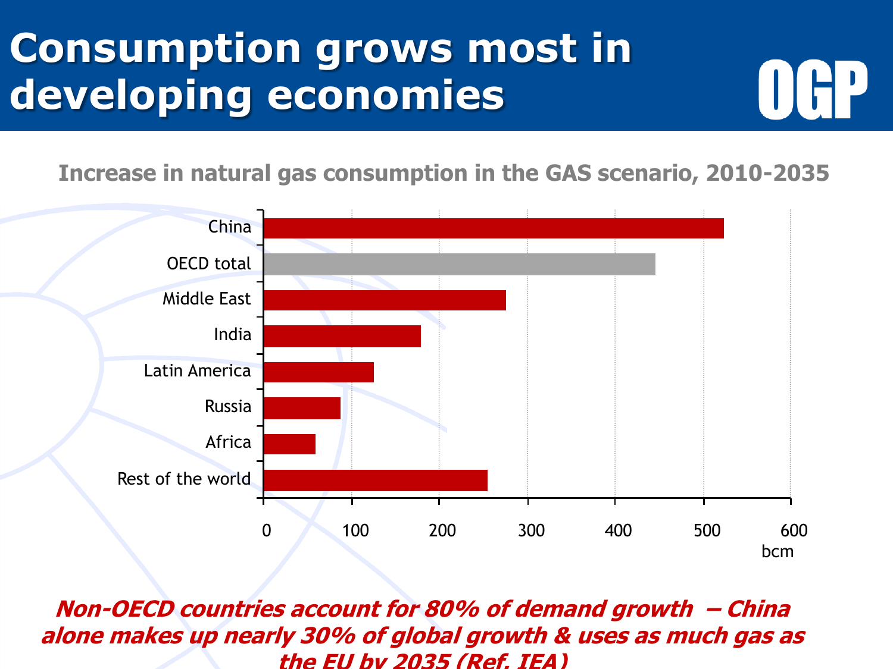# Consumption grows most in developing economies

OGP

**Increase in natural gas consumption in the GAS scenario, 2010-2035**

| Region | Increase (bcm) |
|---|---|
| China | ~520 |
| OECD total | ~445 |
| Middle East | ~275 |
| India | ~180 |
| Latin America | ~125 |
| Russia | ~88 |
| Africa | ~60 |
| Rest of the world | ~255 |

***Non-OECD countries account for 80% of demand growth – China alone makes up nearly 30% of global growth & uses as much gas as the EU by 2035 (Ref. IEA)***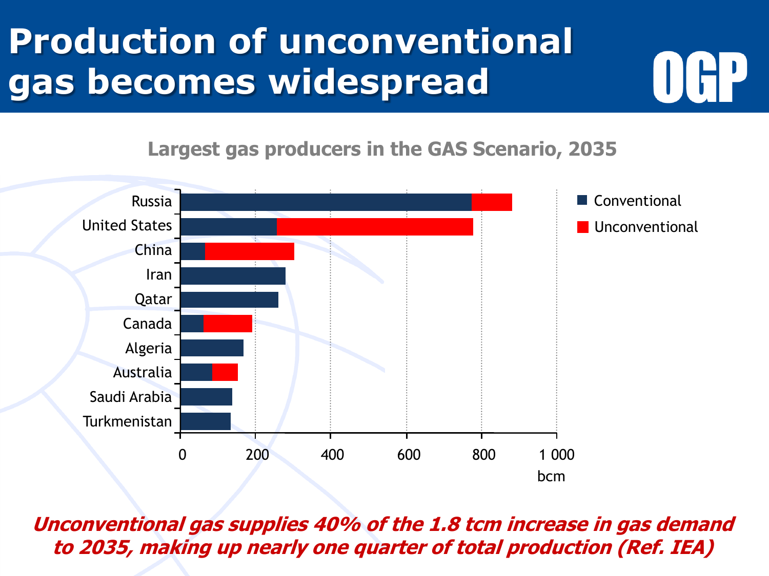# Production of unconventional gas becomes widespread

OGP

**Largest gas producers in the GAS Scenario, 2035**

| Country | Conventional | Unconventional |
|---|---|---|
| Russia | ~775 | ~105 |
| United States | ~255 | ~525 |
| China | ~65 | ~235 |
| Iran | ~280 | |
| Qatar | ~260 | |
| Canada | ~60 | ~130 |
| Algeria | ~168 | |
| Australia | ~85 | ~68 |
| Saudi Arabia | ~138 | |
| Turkmenistan | ~133 | |

Axis: 0, 200, 400, 600, 800, 1 000 bcm

***Unconventional gas supplies 40% of the 1.8 tcm increase in gas demand to 2035, making up nearly one quarter of total production (Ref. IEA)***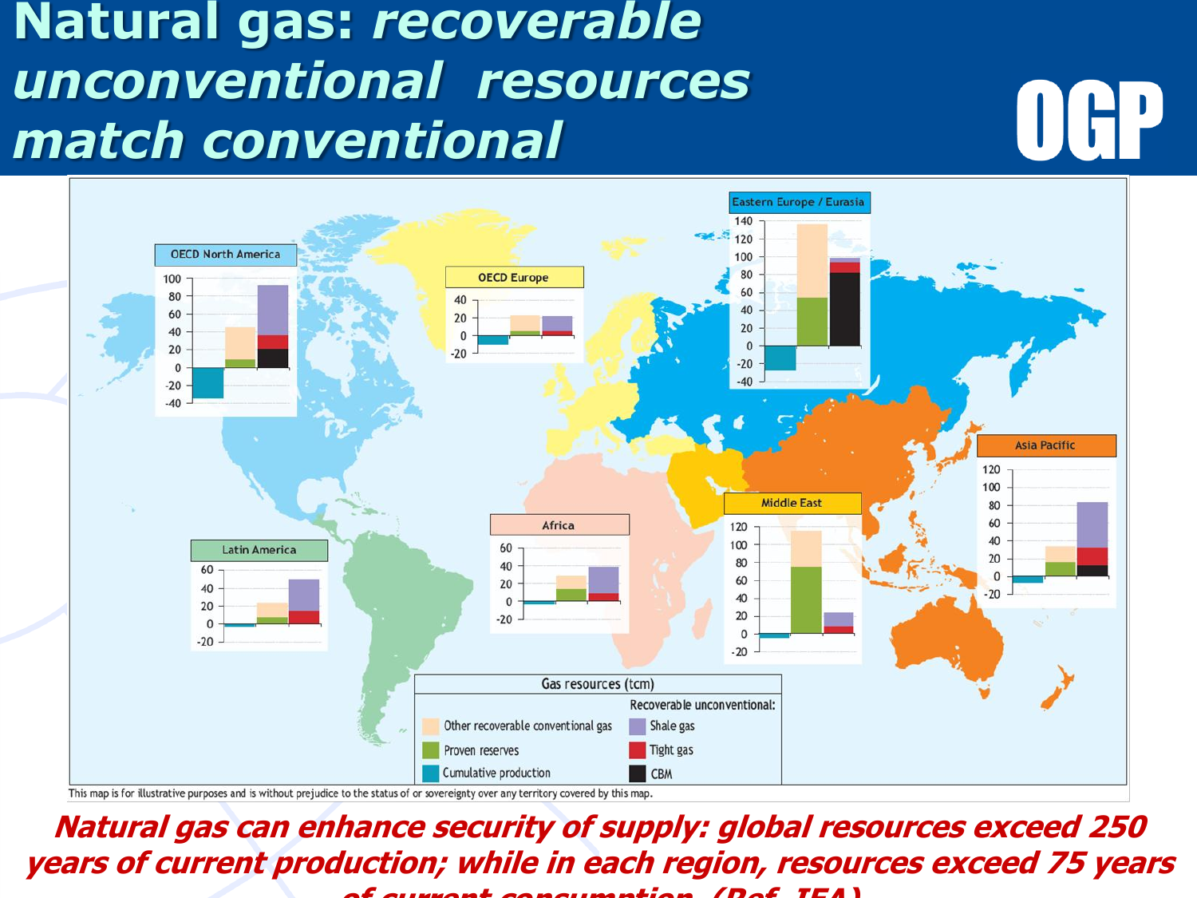# Natural gas: *recoverable unconventional resources match conventional*

OGP

Gas resources (tcm)

- Other recoverable conventional gas
- Proven reserves
- Cumulative production

Recoverable unconventional:

- Shale gas
- Tight gas
- CBM

Regions: OECD North America, OECD Europe, Eastern Europe / Eurasia, Asia Pacific, Middle East, Africa, Latin America

This map is for illustrative purposes and is without prejudice to the status of or sovereignty over any territory covered by this map.

***Natural gas can enhance security of supply: global resources exceed 250 years of current production; while in each region, resources exceed 75 years of current consumption. (Ref. IEA)***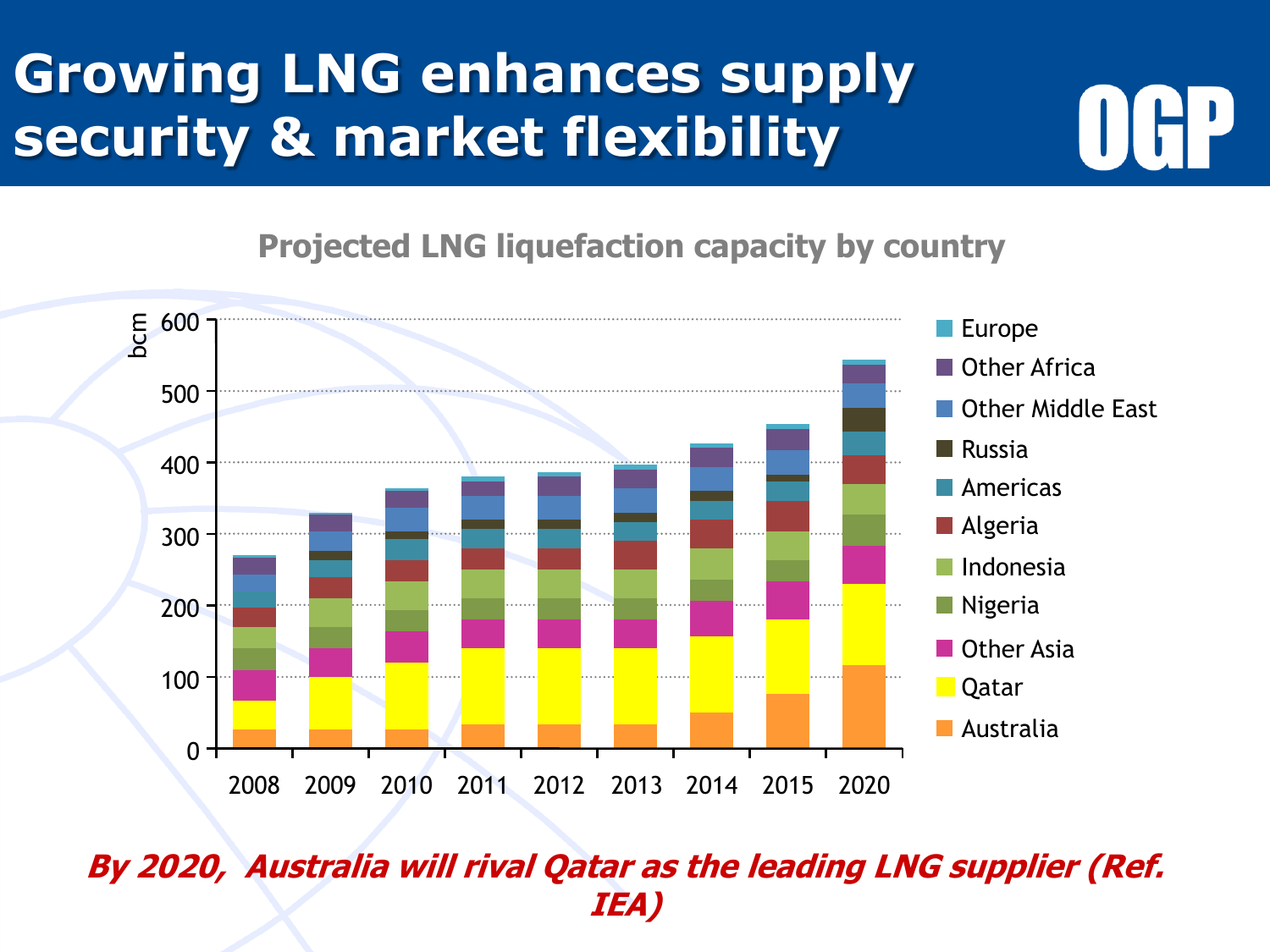# Growing LNG enhances supply security & market flexibility

OGP

**Projected LNG liquefaction capacity by country**

*By 2020, Australia will rival Qatar as the leading LNG supplier (Ref. IEA)*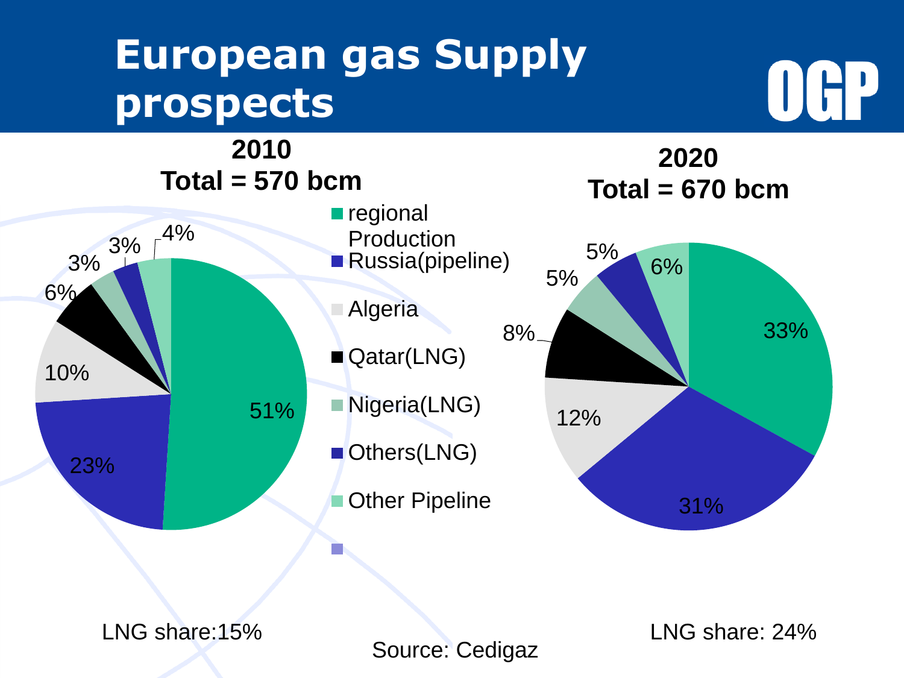# European gas Supply prospects

OGP

**2010**
**Total = 570 bcm**

**2020**
**Total = 670 bcm**

| Source | 2010 | 2020 |
|---|---|---|
| regional Production | 51% | 33% |
| Russia(pipeline) | 23% | 31% |
| Algeria | 10% | 12% |
| Qatar(LNG) | 6% | 8% |
| Nigeria(LNG) | 3% | 5% |
| Others(LNG) | 3% | 5% |
| Other Pipeline | 4% | 6% |

LNG share:15%

LNG share: 24%

Source: Cedigaz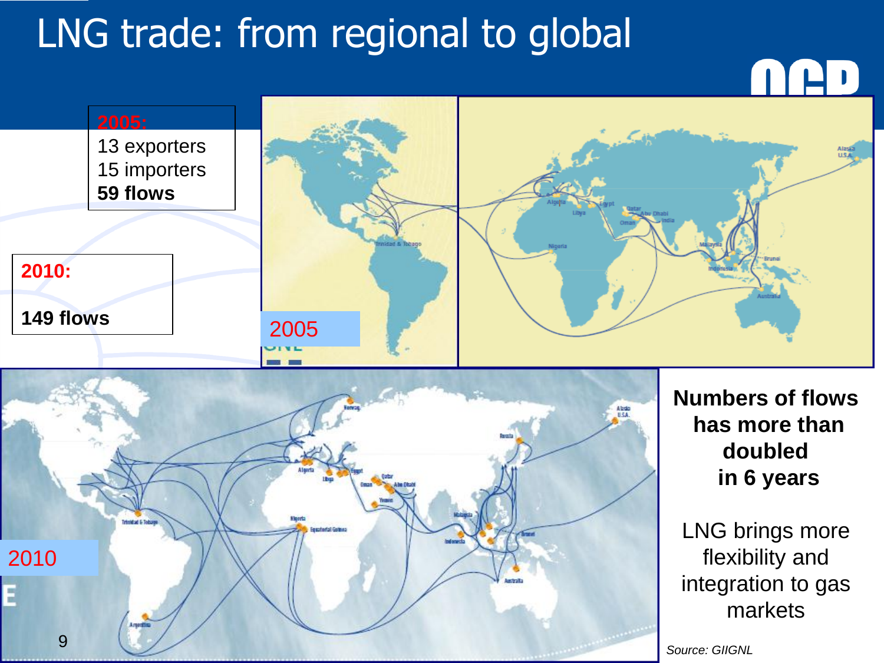# LNG trade: from regional to global

**2005:**
13 exporters
15 importers
**59 flows**

**2010:**

**149 flows**

2005

2010

**Numbers of flows has more than doubled in 6 years**

LNG brings more flexibility and integration to gas markets

*Source: GIIGNL*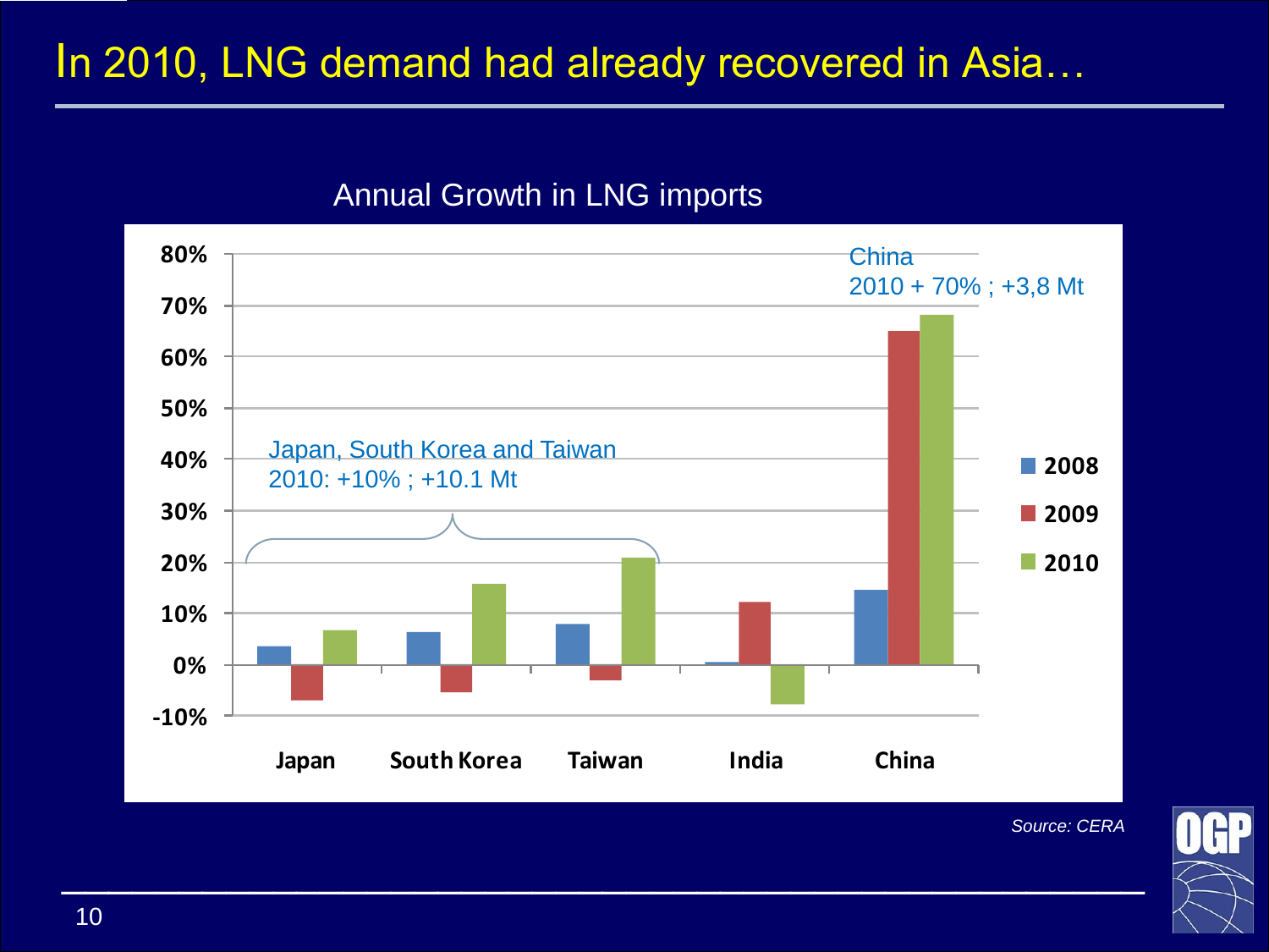# In 2010, LNG demand had already recovered in Asia…

Annual Growth in LNG imports

Japan, South Korea and Taiwan
2010: +10% ; +10.1 Mt

China
2010 + 70% ; +3,8 Mt

| | 2008 | 2009 | 2010 |
|---|---|---|---|
| Japan | ~4% | ~-7% | ~7% |
| South Korea | ~6% | ~-5% | ~16% |
| Taiwan | ~8% | ~-3% | ~21% |
| India | ~1% | ~12% | ~-8% |
| China | ~15% | ~65% | ~68% |

*Source: CERA*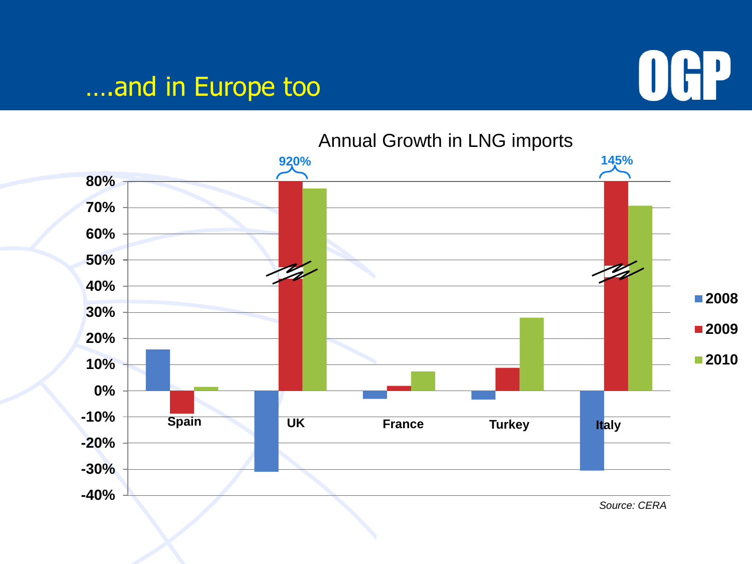# ….and in Europe too

OGP

Annual Growth in LNG imports

920%

145%

80%
70%
60%
50%
40%
30%
20%
10%
0%
-10%
-20%
-30%
-40%

Spain
UK
France
Turkey
Italy

2008
2009
2010

*Source: CERA*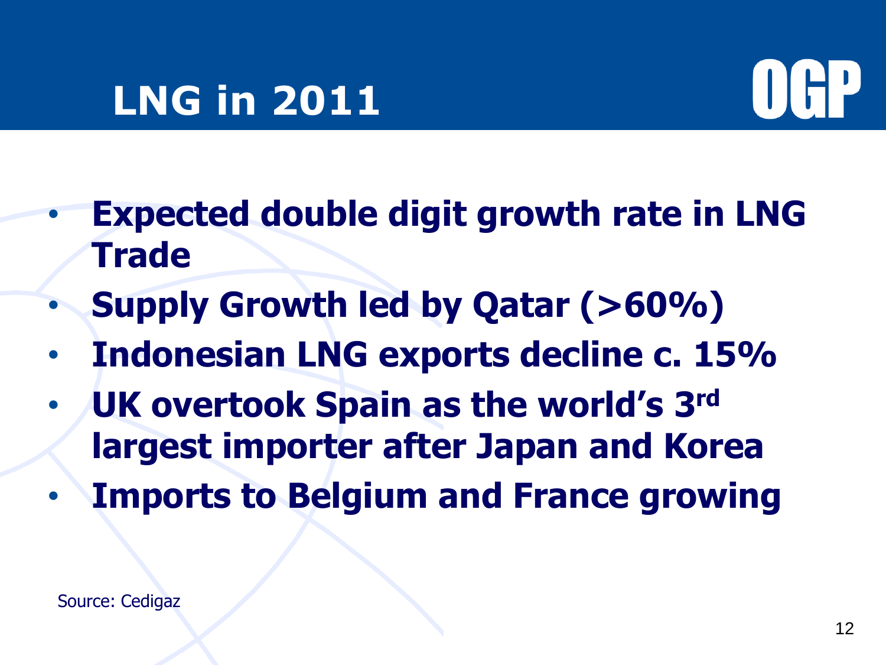# LNG in 2011

OGP

- **Expected double digit growth rate in LNG Trade**
- **Supply Growth led by Qatar (>60%)**
- **Indonesian LNG exports decline c. 15%**
- **UK overtook Spain as the world's 3rd largest importer after Japan and Korea**
- **Imports to Belgium and France growing**

Source: Cedigaz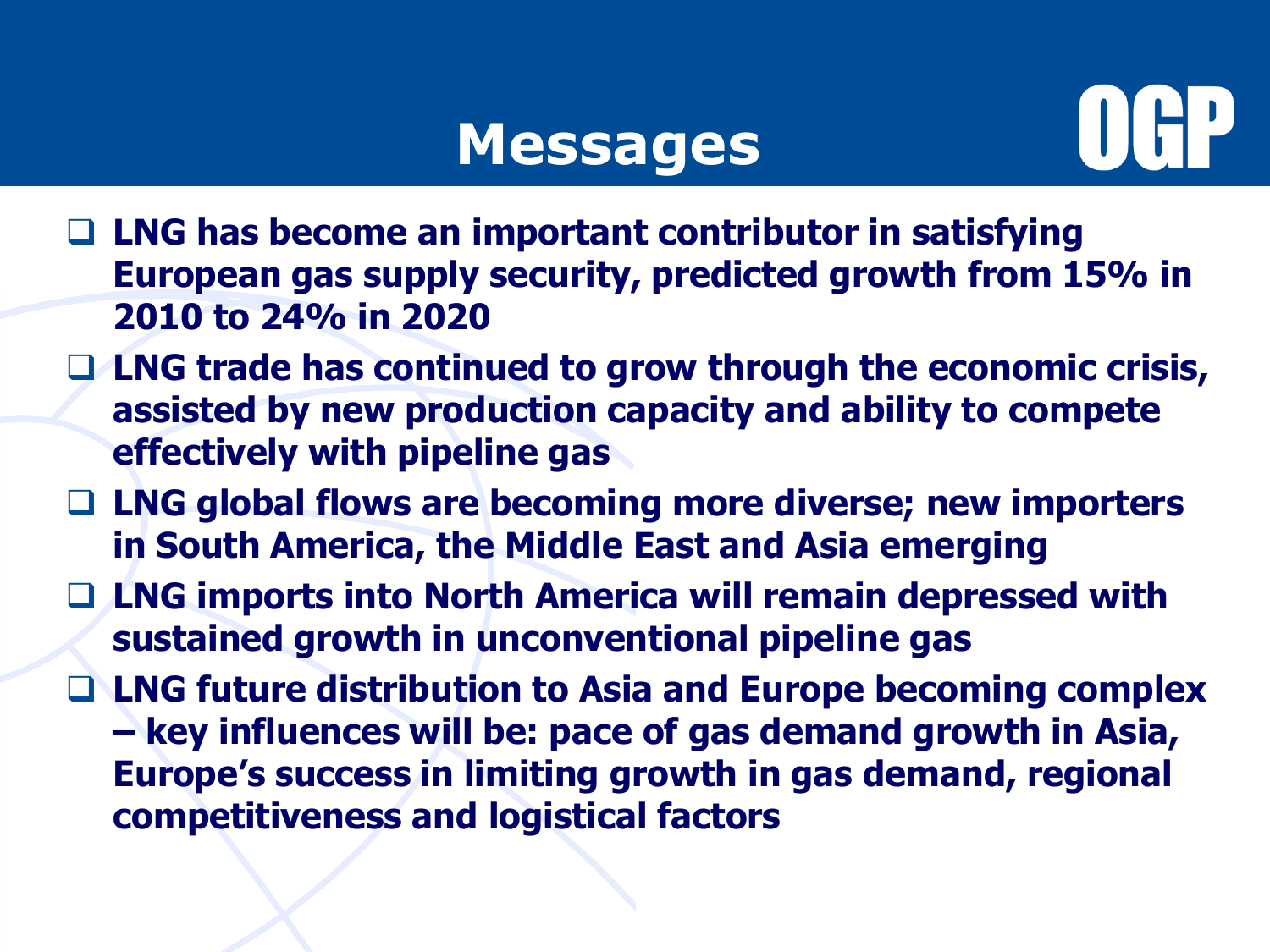# Messages

- LNG has become an important contributor in satisfying European gas supply security, predicted growth from 15% in 2010 to 24% in 2020
- LNG trade has continued to grow through the economic crisis, assisted by new production capacity and ability to compete effectively with pipeline gas
- LNG global flows are becoming more diverse; new importers in South America, the Middle East and Asia emerging
- LNG imports into North America will remain depressed with sustained growth in unconventional pipeline gas
- LNG future distribution to Asia and Europe becoming complex – key influences will be: pace of gas demand growth in Asia, Europe's success in limiting growth in gas demand, regional competitiveness and logistical factors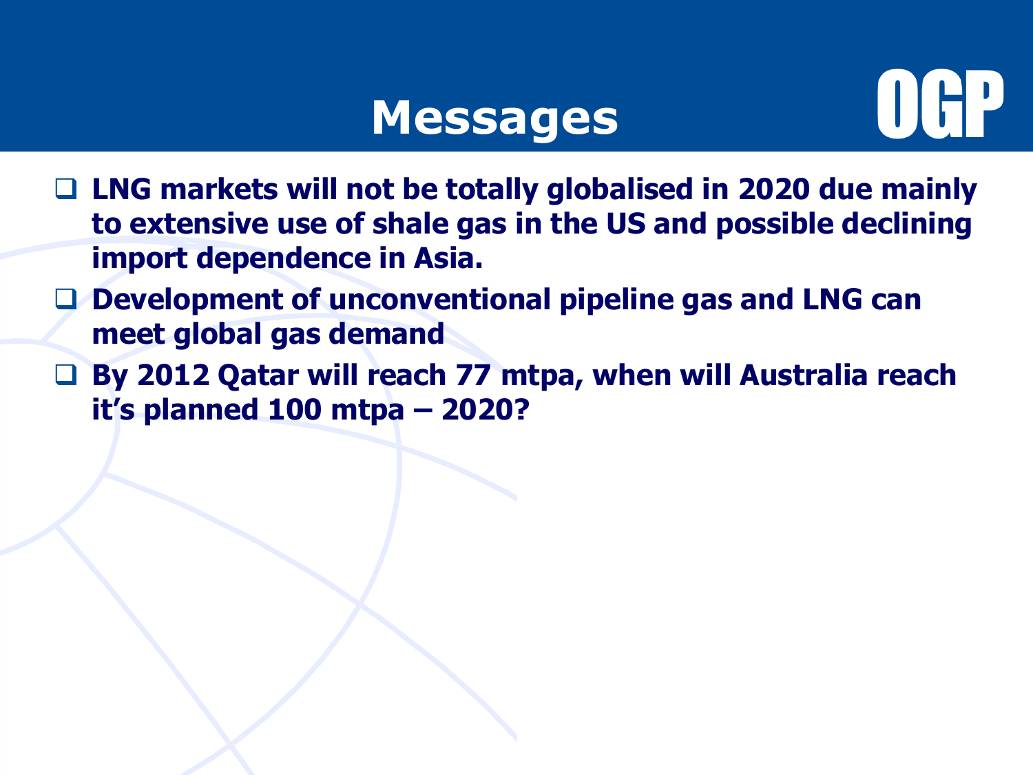# Messages

- **LNG markets will not be totally globalised in 2020 due mainly to extensive use of shale gas in the US and possible declining import dependence in Asia.**
- **Development of unconventional pipeline gas and LNG can meet global gas demand**
- **By 2012 Qatar will reach 77 mtpa, when will Australia reach it's planned 100 mtpa – 2020?**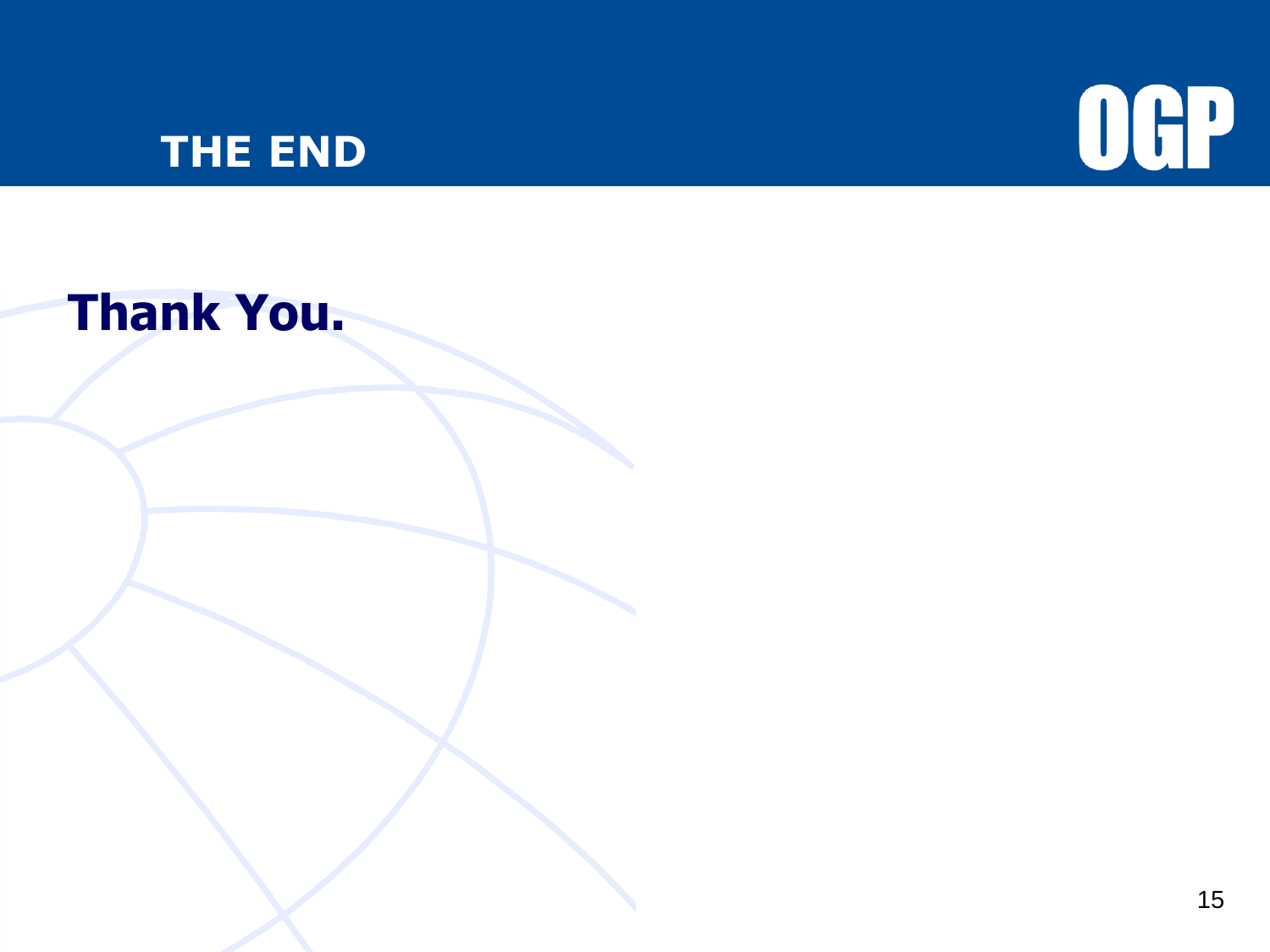# THE END

OGP

**Thank You.**